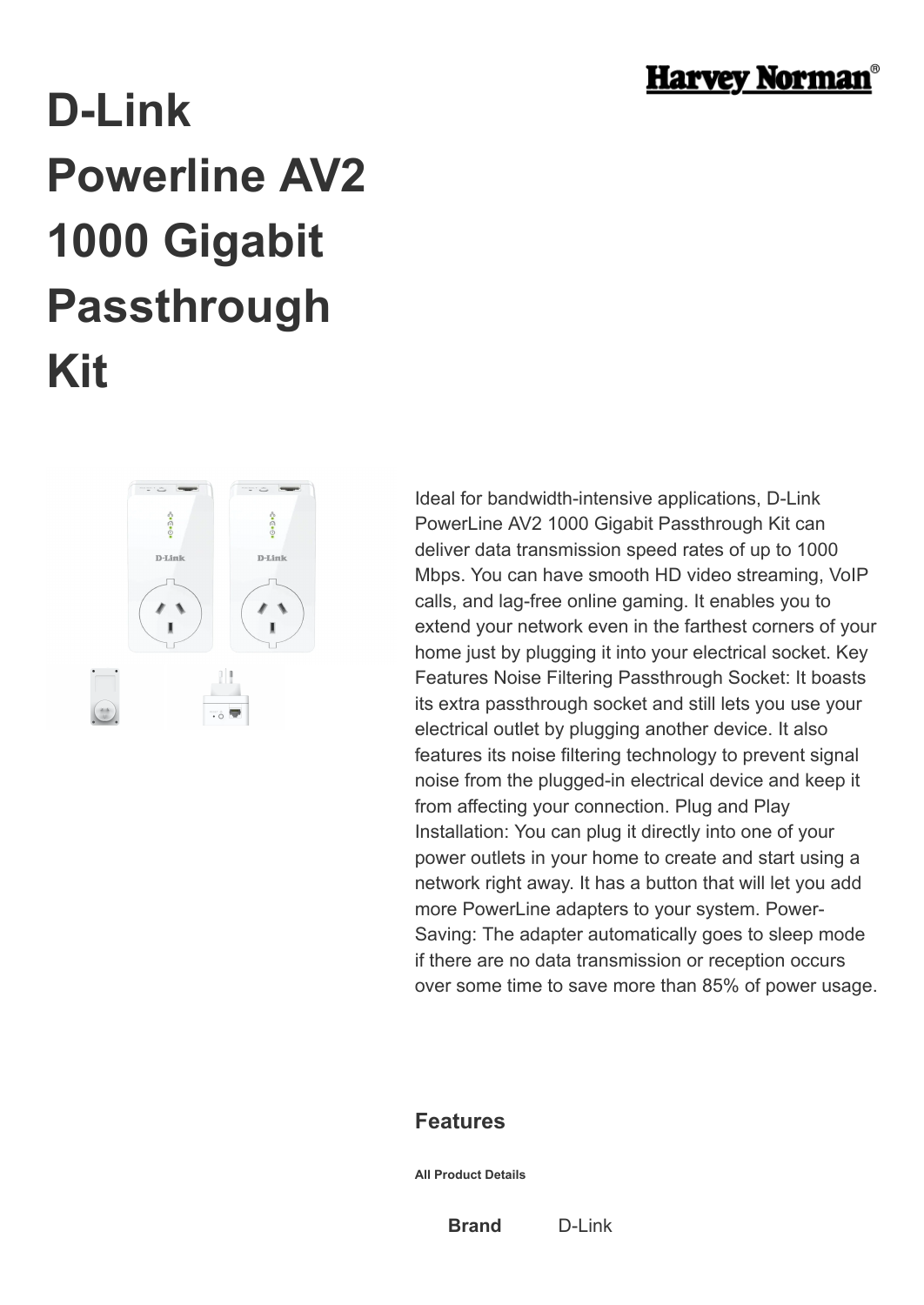# D-Link Powerline AV2 1000 Gigabit Passthrough Kit

Ideal for bandwidth-intensive applications, D-Link PowerLine AV2 1000 Gigabit Passthrough Kit can deliver data transmission speed rates of up to 1000 Mbps. You can have smooth HD video streaming, VoIP calls, and lag-free online gaming. It enables you to extend your network even in the farthest corners of your home just by plugging it into your electrical socket. Key Features Noise Filtering Passthrough Socket: It boasts its extra passthrough socket and still lets you use your electrical outlet by plugging another device. It also features its noise filtering technology to prevent signal noise from the plugged-in electrical device and keep it from affecting your connection. Plug and Play Installation: You can plug it directly into one of your power outlets in your home to create and start using a network right away. It has a button that will let you add more PowerLine adapters to your system. Power-Saving: The adapter automatically goes to sleep mode if there are no data transmission or reception occurs over some time to save more than 85% of power usage.

## Features

##### All Product Details

| | |
|---|---|
| **Brand** | D-Link |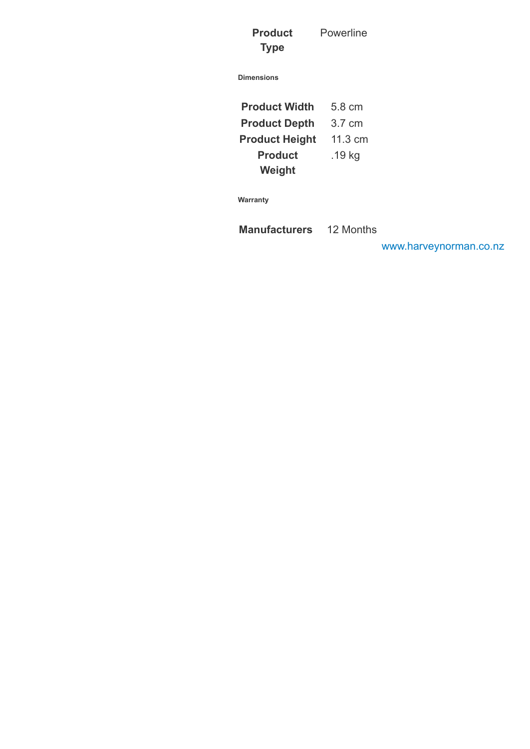| | |
|---|---|
| **Product Type** | Powerline |

##### Dimensions

| | |
|---|---|
| **Product Width** | 5.8 cm |
| **Product Depth** | 3.7 cm |
| **Product Height** | 11.3 cm |
| **Product Weight** | .19 kg |

##### Warranty

| | |
|---|---|
| **Manufacturers** | 12 Months |

www.harveynorman.co.nz